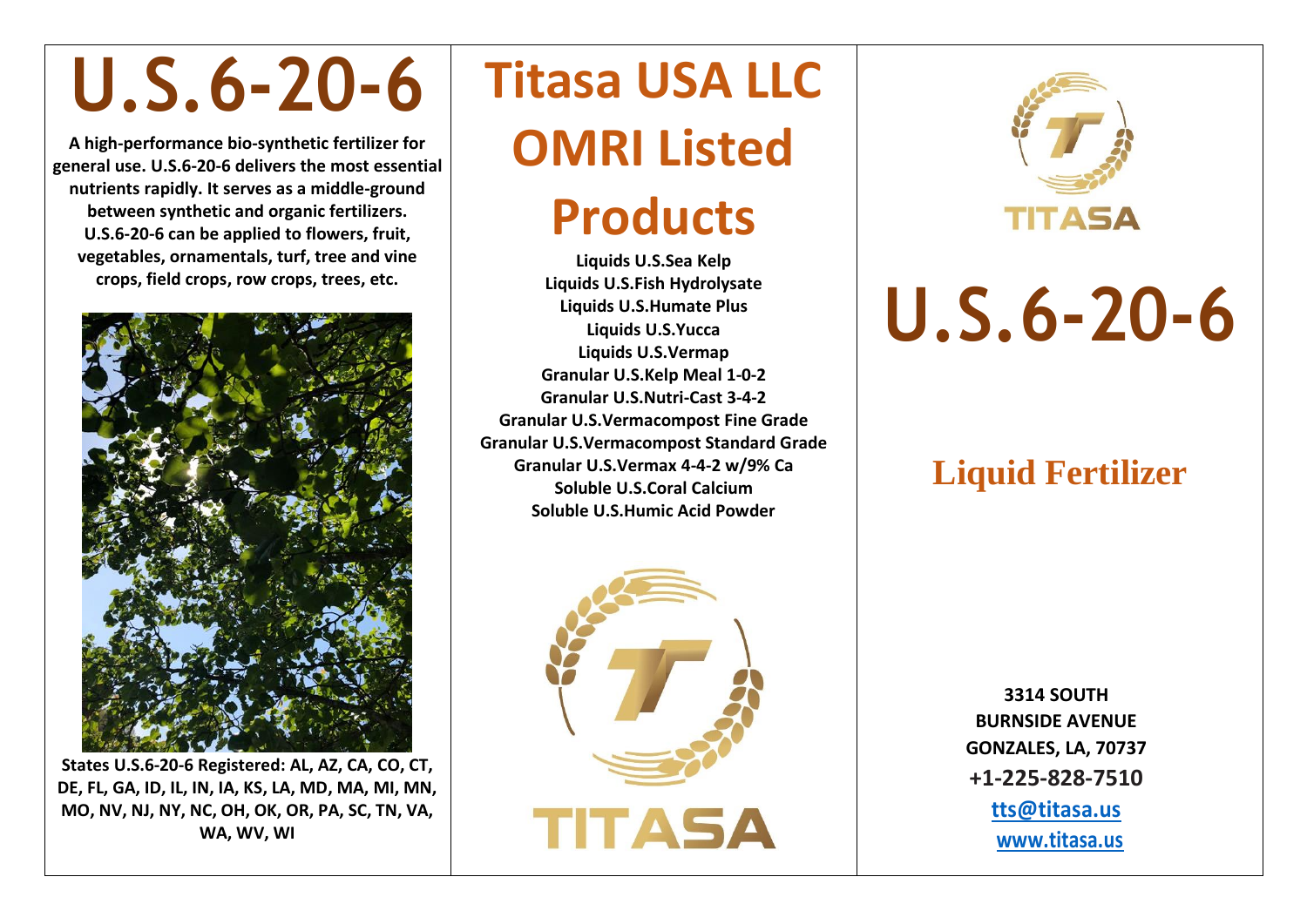# U.S.6-20-6

**A high-performance bio-synthetic fertilizer for general use. U.S.6-20-6 delivers the most essential nutrients rapidly. It serves as a middle-ground between synthetic and organic fertilizers. U.S.6-20-6 can be applied to flowers, fruit, vegetables, ornamentals, turf, tree and vine crops, field crops, row crops, trees, etc.**

**States U.S.6-20-6 Registered: AL, AZ, CA, CO, CT, DE, FL, GA, ID, IL, IN, IA, KS, LA, MD, MA, MI, MN, MO, NV, NJ, NY, NC, OH, OK, OR, PA, SC, TN, VA, WA, WV, WI**

# Titasa USA LLC OMRI Listed Products

**Liquids U.S.Sea Kelp**
**Liquids U.S.Fish Hydrolysate**
**Liquids U.S.Humate Plus**
**Liquids U.S.Yucca**
**Liquids U.S.Vermap**
**Granular U.S.Kelp Meal 1-0-2**
**Granular U.S.Nutri-Cast 3-4-2**
**Granular U.S.Vermacompost Fine Grade**
**Granular U.S.Vermacompost Standard Grade**
**Granular U.S.Vermax 4-4-2 w/9% Ca**
**Soluble U.S.Coral Calcium**
**Soluble U.S.Humic Acid Powder**

TITASA

TITASA

# U.S.6-20-6

## Liquid Fertilizer

**3314 SOUTH BURNSIDE AVENUE**
**GONZALES, LA, 70737**
**+1-225-828-7510**
**tts@titasa.us**
**www.titasa.us**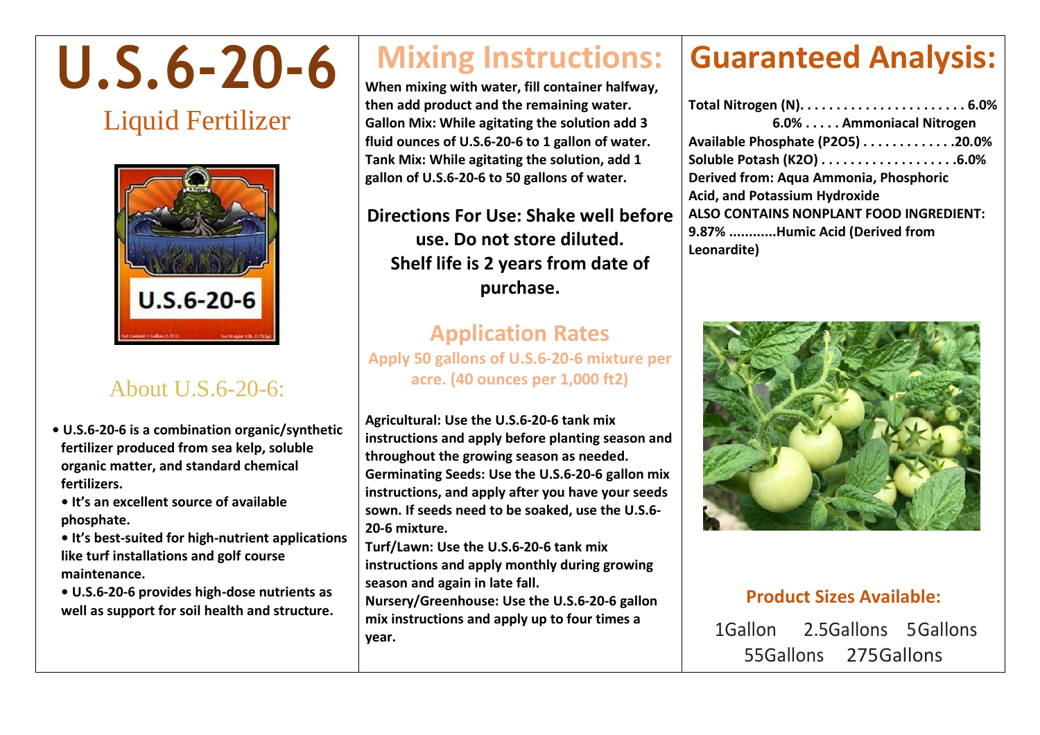# U.S.6-20-6

## Liquid Fertilizer

## About U.S.6-20-6:

- **U.S.6-20-6 is a combination organic/synthetic fertilizer produced from sea kelp, soluble organic matter, and standard chemical fertilizers.**
- **It's an excellent source of available phosphate.**
- **It's best-suited for high-nutrient applications like turf installations and golf course maintenance.**
- **U.S.6-20-6 provides high-dose nutrients as well as support for soil health and structure.**

# Mixing Instructions:

**When mixing with water, fill container halfway, then add product and the remaining water.**
**Gallon Mix: While agitating the solution add 3 fluid ounces of U.S.6-20-6 to 1 gallon of water.**
**Tank Mix: While agitating the solution, add 1 gallon of U.S.6-20-6 to 50 gallons of water.**

**Directions For Use: Shake well before use. Do not store diluted. Shelf life is 2 years from date of purchase.**

## Application Rates

**Apply 50 gallons of U.S.6-20-6 mixture per acre. (40 ounces per 1,000 ft2)**

**Agricultural: Use the U.S.6-20-6 tank mix instructions and apply before planting season and throughout the growing season as needed.**
**Germinating Seeds: Use the U.S.6-20-6 gallon mix instructions, and apply after you have your seeds sown. If seeds need to be soaked, use the U.S.6-20-6 mixture.**
**Turf/Lawn: Use the U.S.6-20-6 tank mix instructions and apply monthly during growing season and again in late fall.**
**Nursery/Greenhouse: Use the U.S.6-20-6 gallon mix instructions and apply up to four times a year.**

# Guaranteed Analysis:

**Total Nitrogen (N). . . . . . . . . . . . . . . . . . . . . . . 6.0%**
**6.0% . . . . . Ammoniacal Nitrogen**
**Available Phosphate ($P_2O_5$) . . . . . . . . . . . . .20.0%**
**Soluble Potash ($K_2O$) . . . . . . . . . . . . . . . . . . .6.0%**
**Derived from: Aqua Ammonia, Phosphoric Acid, and Potassium Hydroxide**
**ALSO CONTAINS NONPLANT FOOD INGREDIENT:**
**9.87% ...........Humic Acid (Derived from Leonardite)**

## Product Sizes Available:

1Gallon 2.5Gallons 5Gallons 55Gallons 275Gallons